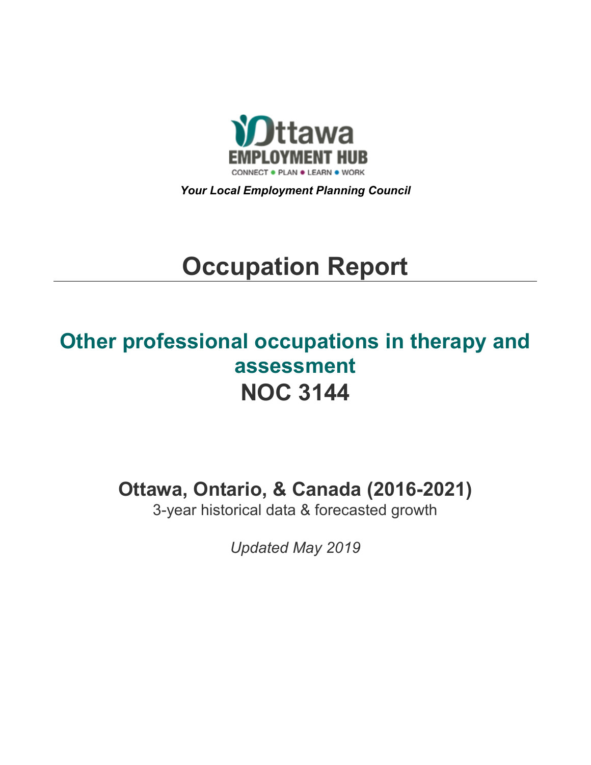Ottawa
EMPLOYMENT HUB
CONNECT • PLAN • LEARN • WORK

*Your Local Employment Planning Council*

# Occupation Report

## Other professional occupations in therapy and assessment

## NOC 3144

### Ottawa, Ontario, & Canada (2016-2021)

3-year historical data & forecasted growth

*Updated May 2019*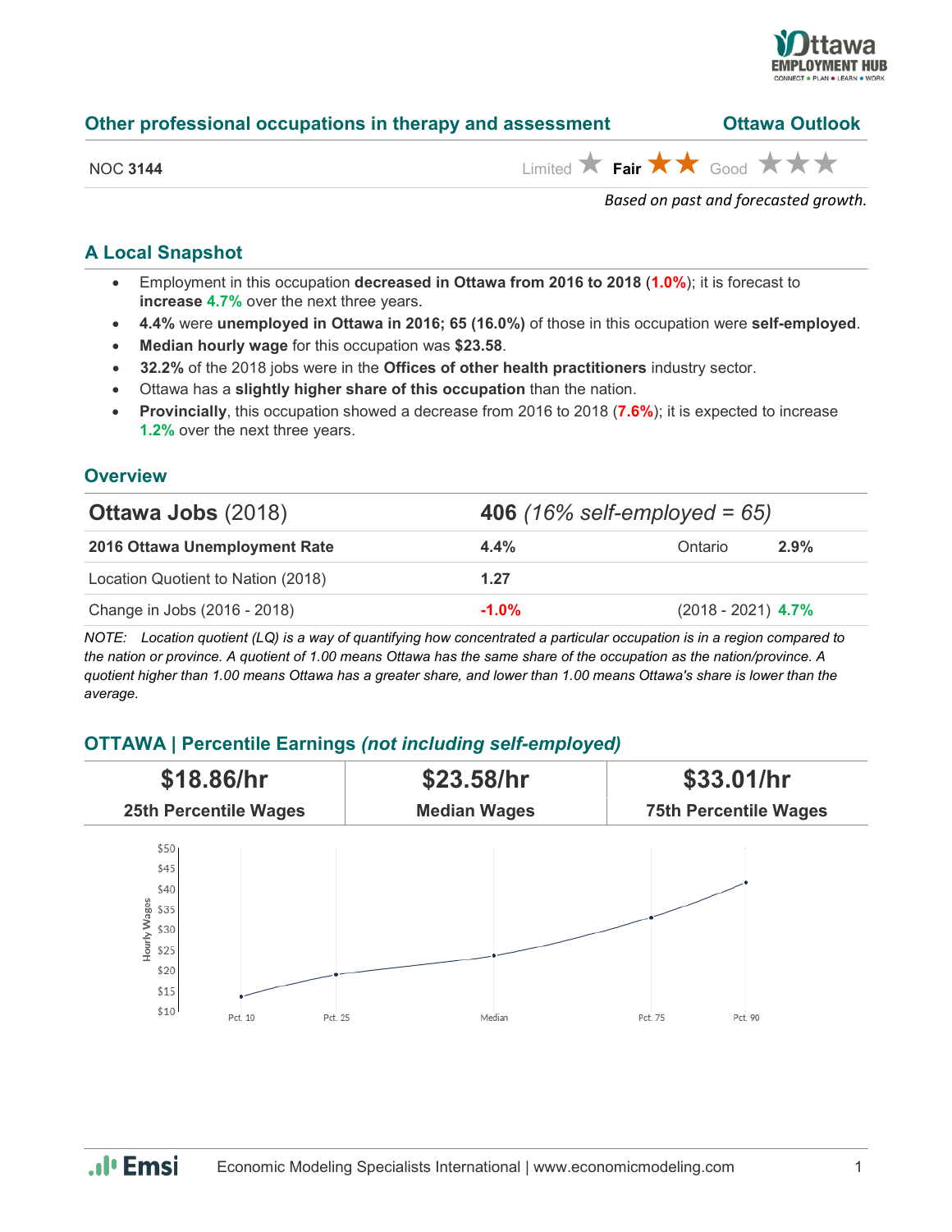## Other professional occupations in therapy and assessment

**Ottawa Outlook**

NOC **3144**

Limited ★ **Fair ★★** Good ★★★

*Based on past and forecasted growth.*

### A Local Snapshot

- Employment in this occupation **decreased in Ottawa from 2016 to 2018** (**1.0%**); it is forecast to **increase 4.7%** over the next three years.
- **4.4%** were **unemployed in Ottawa in 2016; 65 (16.0%)** of those in this occupation were **self-employed**.
- **Median hourly wage** for this occupation was **$23.58**.
- **32.2%** of the 2018 jobs were in the **Offices of other health practitioners** industry sector.
- Ottawa has a **slightly higher share of this occupation** than the nation.
- **Provincially**, this occupation showed a decrease from 2016 to 2018 (**7.6%**); it is expected to increase **1.2%** over the next three years.

### Overview

| **Ottawa Jobs** (2018) | **406** *(16% self-employed = 65)* | | |
|---|---|---|---|
| **2016 Ottawa Unemployment Rate** | **4.4%** | Ontario | **2.9%** |
| Location Quotient to Nation (2018) | **1.27** | | |
| Change in Jobs (2016 - 2018) | **-1.0%** | (2018 - 2021) | **4.7%** |

*NOTE: Location quotient (LQ) is a way of quantifying how concentrated a particular occupation is in a region compared to the nation or province. A quotient of 1.00 means Ottawa has the same share of the occupation as the nation/province. A quotient higher than 1.00 means Ottawa has a greater share, and lower than 1.00 means Ottawa's share is lower than the average.*

### OTTAWA | Percentile Earnings *(not including self-employed)*

| **$18.86/hr** | **$23.58/hr** | **$33.01/hr** |
|---|---|---|
| **25th Percentile Wages** | **Median Wages** | **75th Percentile Wages** |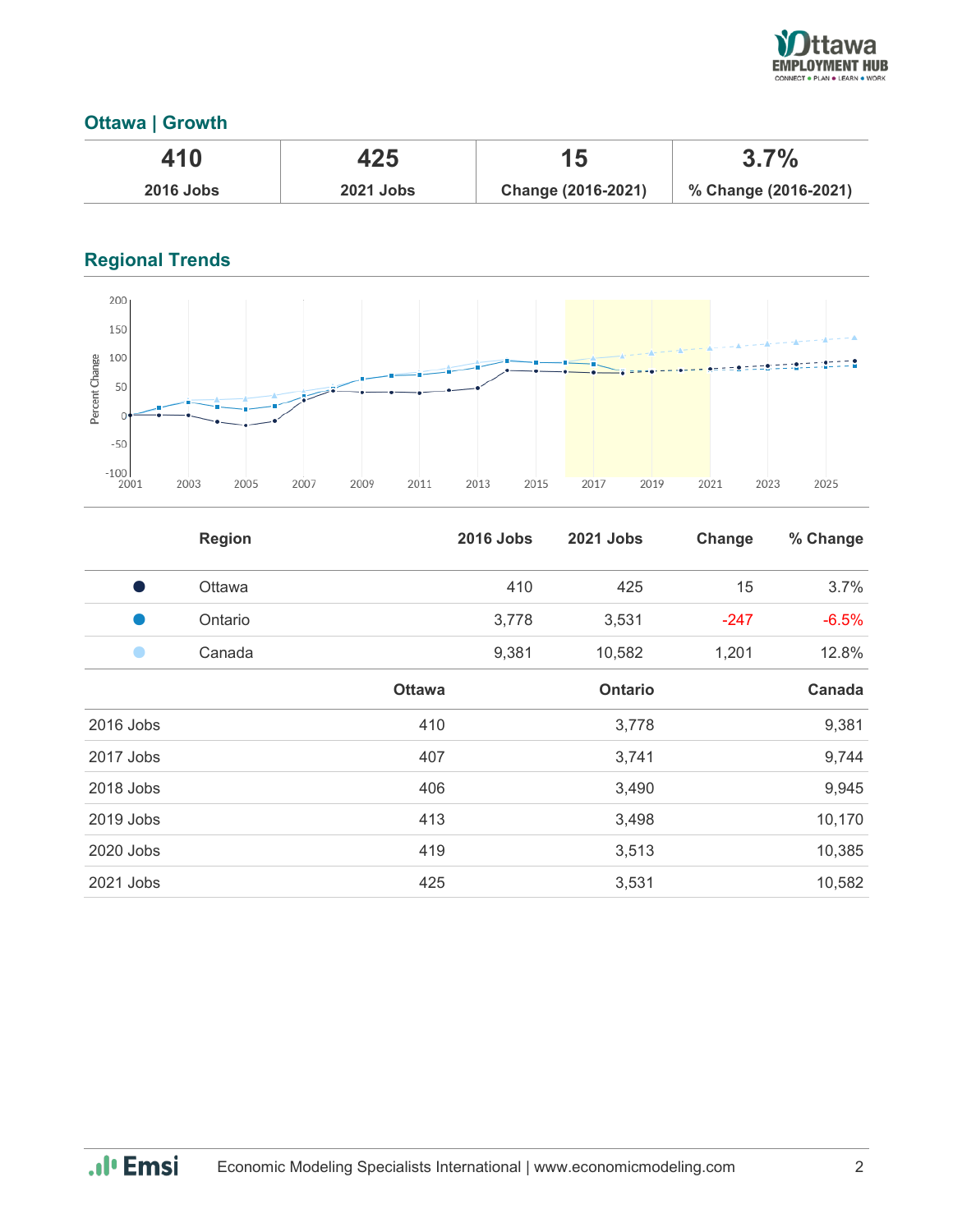## Ottawa | Growth

| 410 | 425 | 15 | 3.7% |
|---|---|---|---|
| 2016 Jobs | 2021 Jobs | Change (2016-2021) | % Change (2016-2021) |

## Regional Trends

| Region | 2016 Jobs | 2021 Jobs | Change | % Change |
|---|---|---|---|---|
| Ottawa | 410 | 425 | 15 | 3.7% |
| Ontario | 3,778 | 3,531 | -247 | -6.5% |
| Canada | 9,381 | 10,582 | 1,201 | 12.8% |

| | Ottawa | Ontario | Canada |
|---|---|---|---|
| 2016 Jobs | 410 | 3,778 | 9,381 |
| 2017 Jobs | 407 | 3,741 | 9,744 |
| 2018 Jobs | 406 | 3,490 | 9,945 |
| 2019 Jobs | 413 | 3,498 | 10,170 |
| 2020 Jobs | 419 | 3,513 | 10,385 |
| 2021 Jobs | 425 | 3,531 | 10,582 |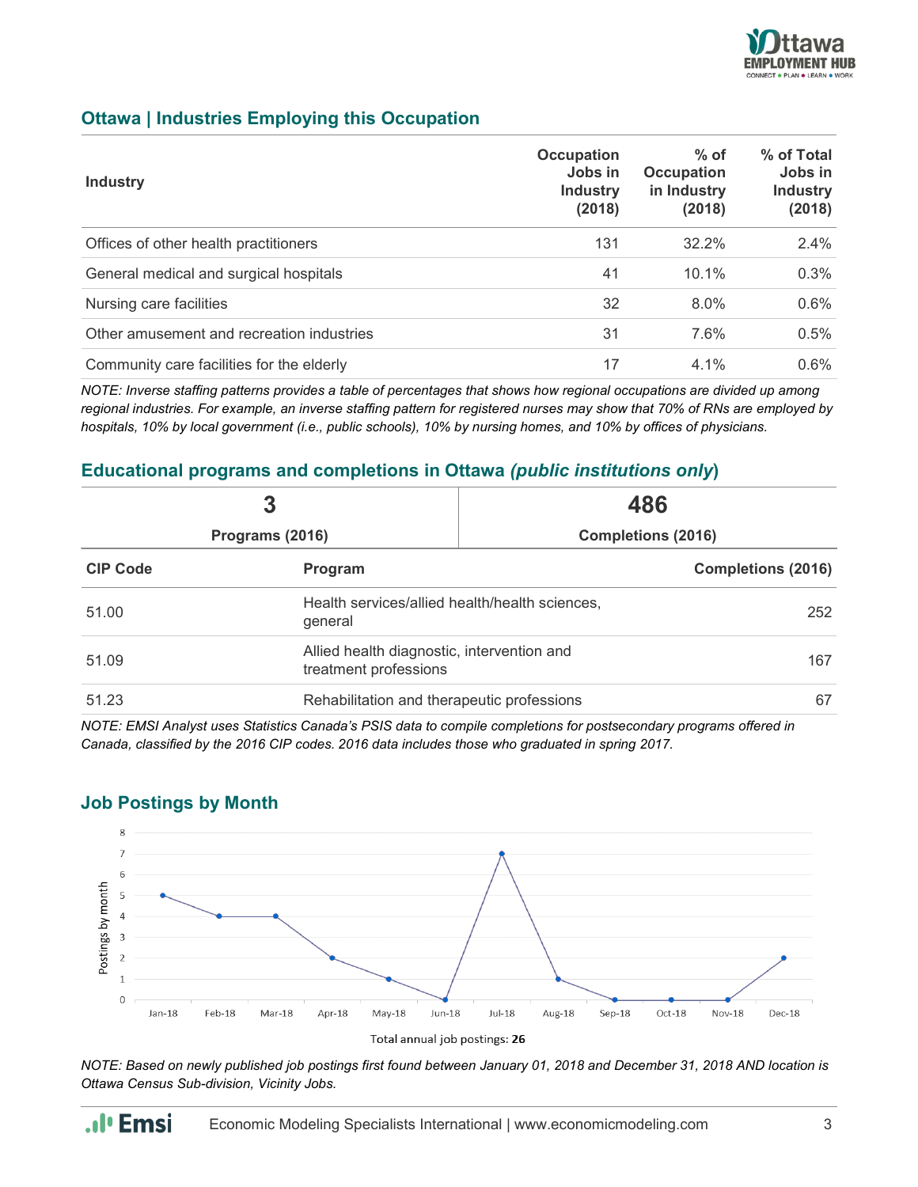## Ottawa | Industries Employing this Occupation

| Industry | Occupation Jobs in Industry (2018) | % of Occupation in Industry (2018) | % of Total Jobs in Industry (2018) |
|---|---|---|---|
| Offices of other health practitioners | 131 | 32.2% | 2.4% |
| General medical and surgical hospitals | 41 | 10.1% | 0.3% |
| Nursing care facilities | 32 | 8.0% | 0.6% |
| Other amusement and recreation industries | 31 | 7.6% | 0.5% |
| Community care facilities for the elderly | 17 | 4.1% | 0.6% |

*NOTE: Inverse staffing patterns provides a table of percentages that shows how regional occupations are divided up among regional industries. For example, an inverse staffing pattern for registered nurses may show that 70% of RNs are employed by hospitals, 10% by local government (i.e., public schools), 10% by nursing homes, and 10% by offices of physicians.*

## Educational programs and completions in Ottawa *(public institutions only)*

| 3 | 486 |
|---|---|
| Programs (2016) | Completions (2016) |

| CIP Code | Program | Completions (2016) |
|---|---|---|
| 51.00 | Health services/allied health/health sciences, general | 252 |
| 51.09 | Allied health diagnostic, intervention and treatment professions | 167 |
| 51.23 | Rehabilitation and therapeutic professions | 67 |

*NOTE: EMSI Analyst uses Statistics Canada's PSIS data to compile completions for postsecondary programs offered in Canada, classified by the 2016 CIP codes. 2016 data includes those who graduated in spring 2017.*

## Job Postings by Month

| Month | Postings by month |
|---|---|
| Jan-18 | 5 |
| Feb-18 | 4 |
| Mar-18 | 4 |
| Apr-18 | 2 |
| May-18 | 1 |
| Jun-18 | 0 |
| Jul-18 | 7 |
| Aug-18 | 1 |
| Sep-18 | 0 |
| Oct-18 | 0 |
| Nov-18 | 0 |
| Dec-18 | 2 |

Total annual job postings: **26**

*NOTE: Based on newly published job postings first found between January 01, 2018 and December 31, 2018 AND location is Ottawa Census Sub-division, Vicinity Jobs.*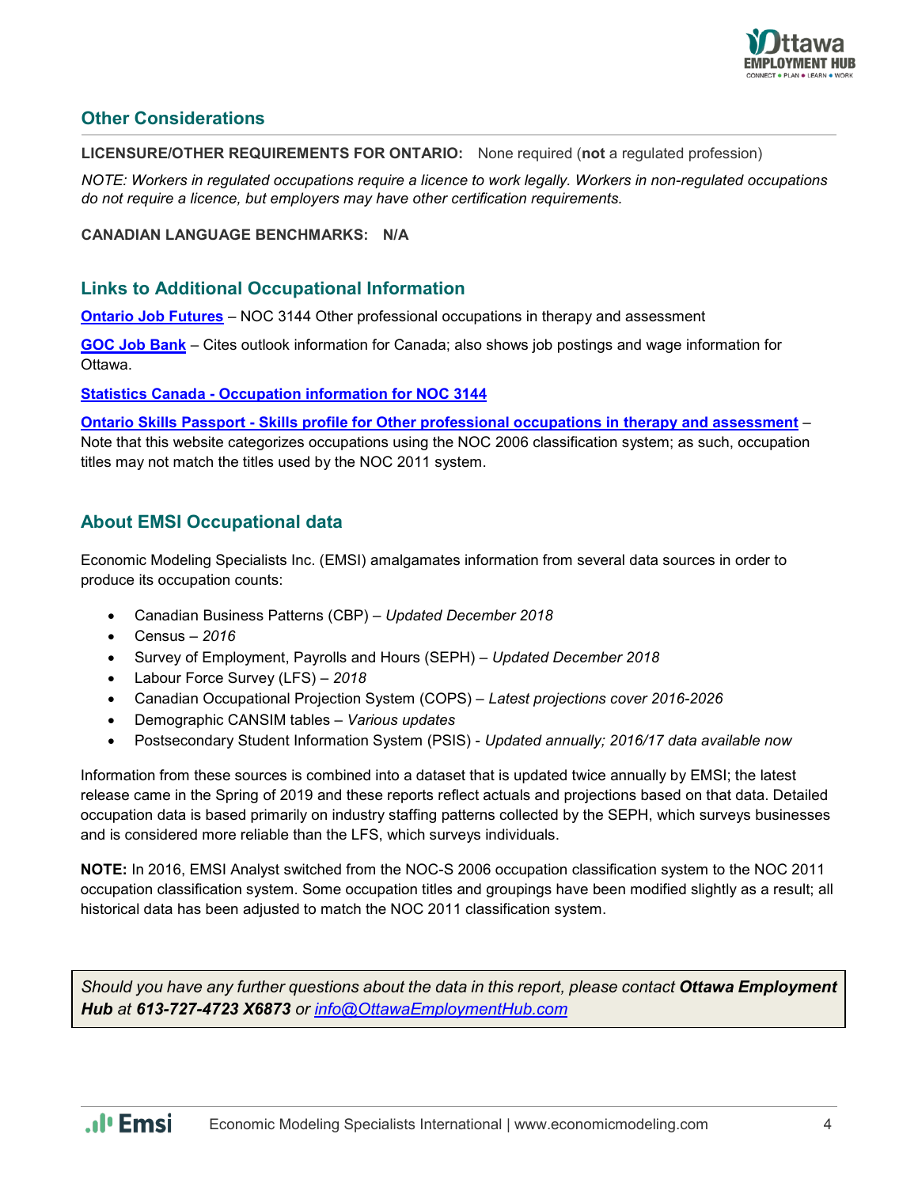## Other Considerations

**LICENSURE/OTHER REQUIREMENTS FOR ONTARIO:** None required (**not** a regulated profession)

*NOTE: Workers in regulated occupations require a licence to work legally. Workers in non-regulated occupations do not require a licence, but employers may have other certification requirements.*

**CANADIAN LANGUAGE BENCHMARKS: N/A**

## Links to Additional Occupational Information

**Ontario Job Futures** – NOC 3144 Other professional occupations in therapy and assessment

**GOC Job Bank** – Cites outlook information for Canada; also shows job postings and wage information for Ottawa.

**Statistics Canada - Occupation information for NOC 3144**

**Ontario Skills Passport - Skills profile for Other professional occupations in therapy and assessment** – Note that this website categorizes occupations using the NOC 2006 classification system; as such, occupation titles may not match the titles used by the NOC 2011 system.

## About EMSI Occupational data

Economic Modeling Specialists Inc. (EMSI) amalgamates information from several data sources in order to produce its occupation counts:

- Canadian Business Patterns (CBP) – *Updated December 2018*
- Census – *2016*
- Survey of Employment, Payrolls and Hours (SEPH) – *Updated December 2018*
- Labour Force Survey (LFS) – *2018*
- Canadian Occupational Projection System (COPS) – *Latest projections cover 2016-2026*
- Demographic CANSIM tables – *Various updates*
- Postsecondary Student Information System (PSIS) - *Updated annually; 2016/17 data available now*

Information from these sources is combined into a dataset that is updated twice annually by EMSI; the latest release came in the Spring of 2019 and these reports reflect actuals and projections based on that data. Detailed occupation data is based primarily on industry staffing patterns collected by the SEPH, which surveys businesses and is considered more reliable than the LFS, which surveys individuals.

**NOTE:** In 2016, EMSI Analyst switched from the NOC-S 2006 occupation classification system to the NOC 2011 occupation classification system. Some occupation titles and groupings have been modified slightly as a result; all historical data has been adjusted to match the NOC 2011 classification system.

*Should you have any further questions about the data in this report, please contact **Ottawa Employment Hub** at **613-727-4723 X6873** or info@OttawaEmploymentHub.com*